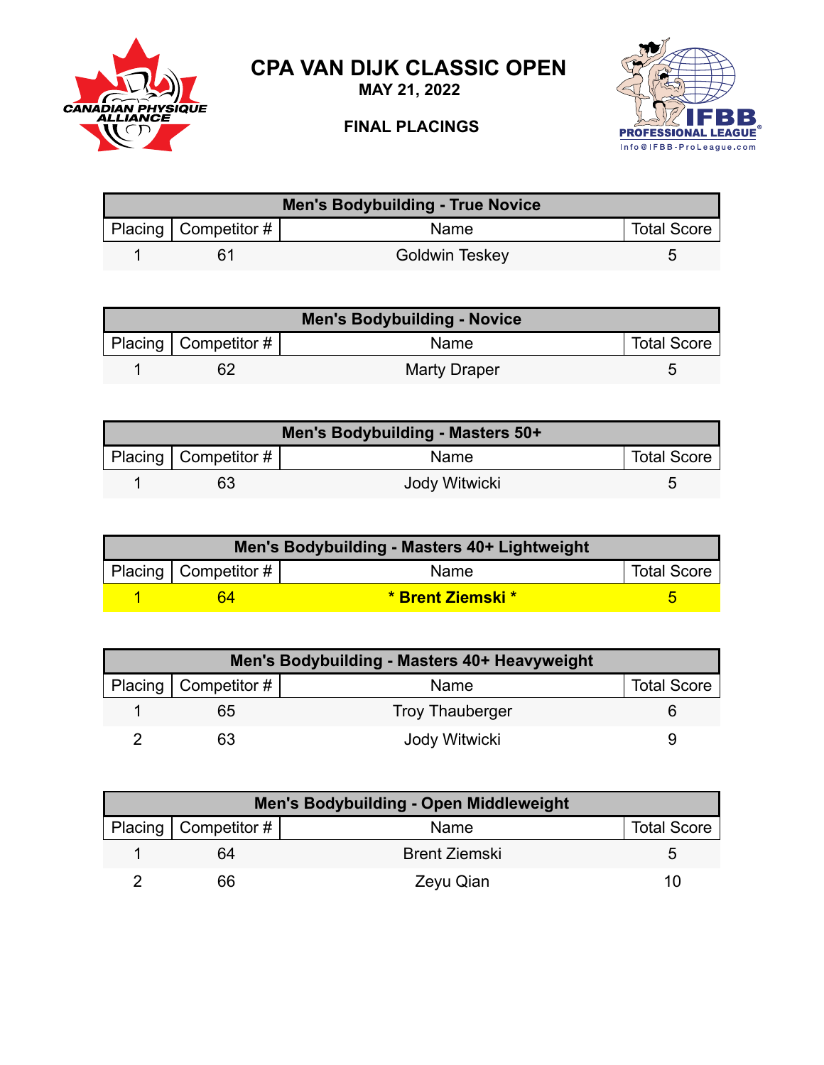# CPA VAN DIJK CLASSIC OPEN

**MAY 21, 2022**

**FINAL PLACINGS**

| Men's Bodybuilding - True Novice | | | |
|---|---|---|---|
| Placing | Competitor # | Name | Total Score |
| 1 | 61 | Goldwin Teskey | 5 |

| Men's Bodybuilding - Novice | | | |
|---|---|---|---|
| Placing | Competitor # | Name | Total Score |
| 1 | 62 | Marty Draper | 5 |

| Men's Bodybuilding - Masters 50+ | | | |
|---|---|---|---|
| Placing | Competitor # | Name | Total Score |
| 1 | 63 | Jody Witwicki | 5 |

| Men's Bodybuilding - Masters 40+ Lightweight | | | |
|---|---|---|---|
| Placing | Competitor # | Name | Total Score |
| 1 | 64 | **\* Brent Ziemski \*** | 5 |

| Men's Bodybuilding - Masters 40+ Heavyweight | | | |
|---|---|---|---|
| Placing | Competitor # | Name | Total Score |
| 1 | 65 | Troy Thauberger | 6 |
| 2 | 63 | Jody Witwicki | 9 |

| Men's Bodybuilding - Open Middleweight | | | |
|---|---|---|---|
| Placing | Competitor # | Name | Total Score |
| 1 | 64 | Brent Ziemski | 5 |
| 2 | 66 | Zeyu Qian | 10 |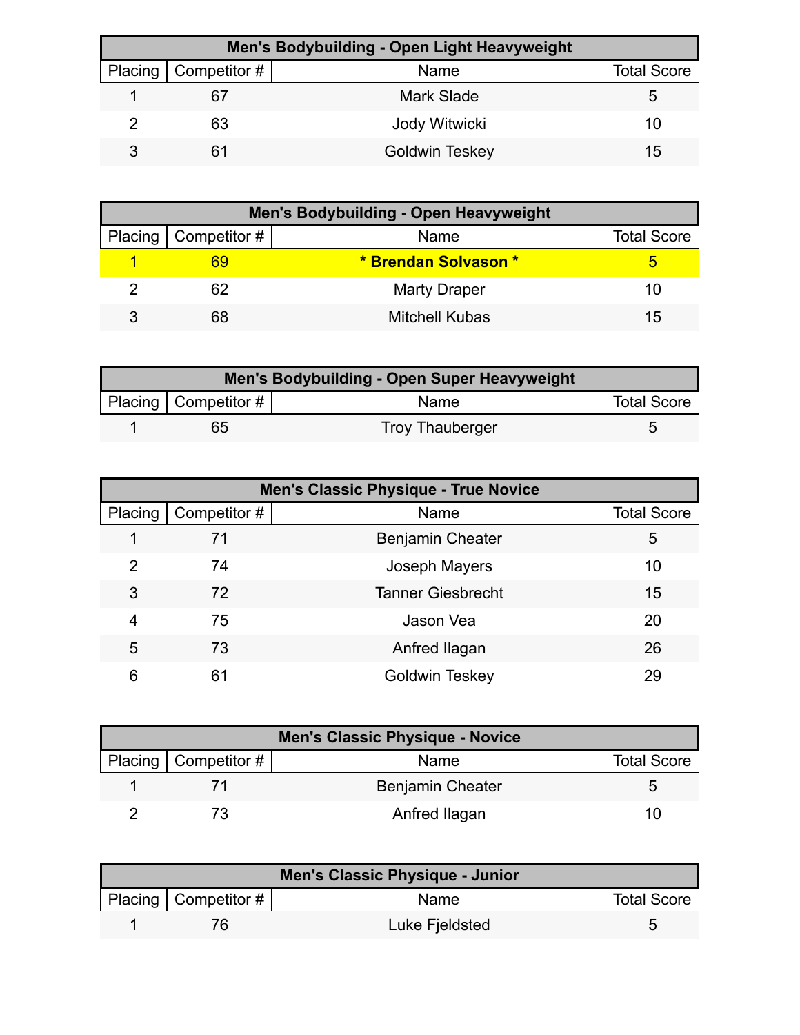| Men's Bodybuilding - Open Light Heavyweight | | | |
|---|---|---|---|
| Placing | Competitor # | Name | Total Score |
| 1 | 67 | Mark Slade | 5 |
| 2 | 63 | Jody Witwicki | 10 |
| 3 | 61 | Goldwin Teskey | 15 |

| Men's Bodybuilding - Open Heavyweight | | | |
|---|---|---|---|
| Placing | Competitor # | Name | Total Score |
| **1** | **69** | *** Brendan Solvason *** | **5** |
| 2 | 62 | Marty Draper | 10 |
| 3 | 68 | Mitchell Kubas | 15 |

| Men's Bodybuilding - Open Super Heavyweight | | | |
|---|---|---|---|
| Placing | Competitor # | Name | Total Score |
| 1 | 65 | Troy Thauberger | 5 |

| Men's Classic Physique - True Novice | | | |
|---|---|---|---|
| Placing | Competitor # | Name | Total Score |
| 1 | 71 | Benjamin Cheater | 5 |
| 2 | 74 | Joseph Mayers | 10 |
| 3 | 72 | Tanner Giesbrecht | 15 |
| 4 | 75 | Jason Vea | 20 |
| 5 | 73 | Anfred Ilagan | 26 |
| 6 | 61 | Goldwin Teskey | 29 |

| Men's Classic Physique - Novice | | | |
|---|---|---|---|
| Placing | Competitor # | Name | Total Score |
| 1 | 71 | Benjamin Cheater | 5 |
| 2 | 73 | Anfred Ilagan | 10 |

| Men's Classic Physique - Junior | | | |
|---|---|---|---|
| Placing | Competitor # | Name | Total Score |
| 1 | 76 | Luke Fjeldsted | 5 |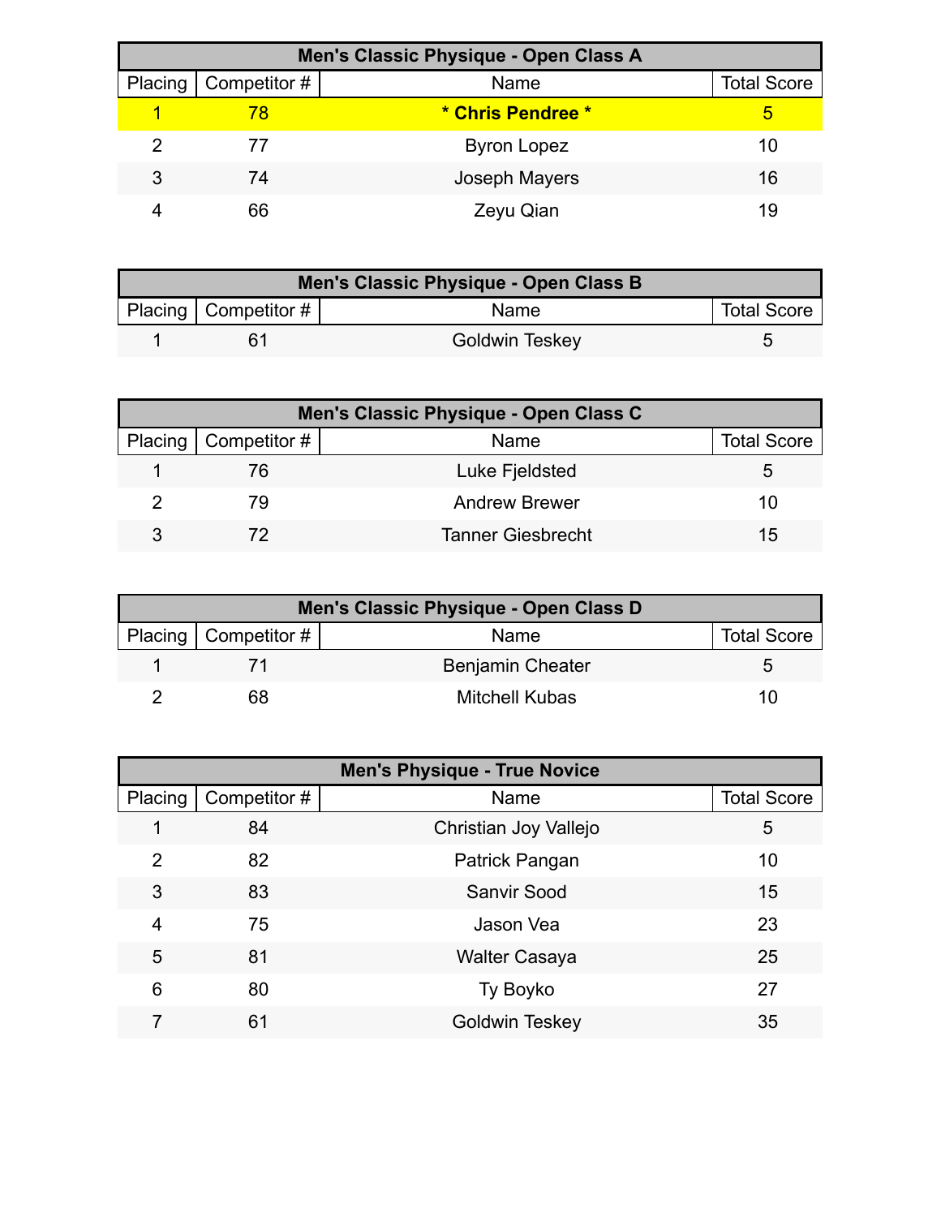| Men's Classic Physique - Open Class A | | | |
|---|---|---|---|
| Placing | Competitor # | Name | Total Score |
| 1 | 78 | **\* Chris Pendree \*** | 5 |
| 2 | 77 | Byron Lopez | 10 |
| 3 | 74 | Joseph Mayers | 16 |
| 4 | 66 | Zeyu Qian | 19 |

| Men's Classic Physique - Open Class B | | | |
|---|---|---|---|
| Placing | Competitor # | Name | Total Score |
| 1 | 61 | Goldwin Teskey | 5 |

| Men's Classic Physique - Open Class C | | | |
|---|---|---|---|
| Placing | Competitor # | Name | Total Score |
| 1 | 76 | Luke Fjeldsted | 5 |
| 2 | 79 | Andrew Brewer | 10 |
| 3 | 72 | Tanner Giesbrecht | 15 |

| Men's Classic Physique - Open Class D | | | |
|---|---|---|---|
| Placing | Competitor # | Name | Total Score |
| 1 | 71 | Benjamin Cheater | 5 |
| 2 | 68 | Mitchell Kubas | 10 |

| Men's Physique - True Novice | | | |
|---|---|---|---|
| Placing | Competitor # | Name | Total Score |
| 1 | 84 | Christian Joy Vallejo | 5 |
| 2 | 82 | Patrick Pangan | 10 |
| 3 | 83 | Sanvir Sood | 15 |
| 4 | 75 | Jason Vea | 23 |
| 5 | 81 | Walter Casaya | 25 |
| 6 | 80 | Ty Boyko | 27 |
| 7 | 61 | Goldwin Teskey | 35 |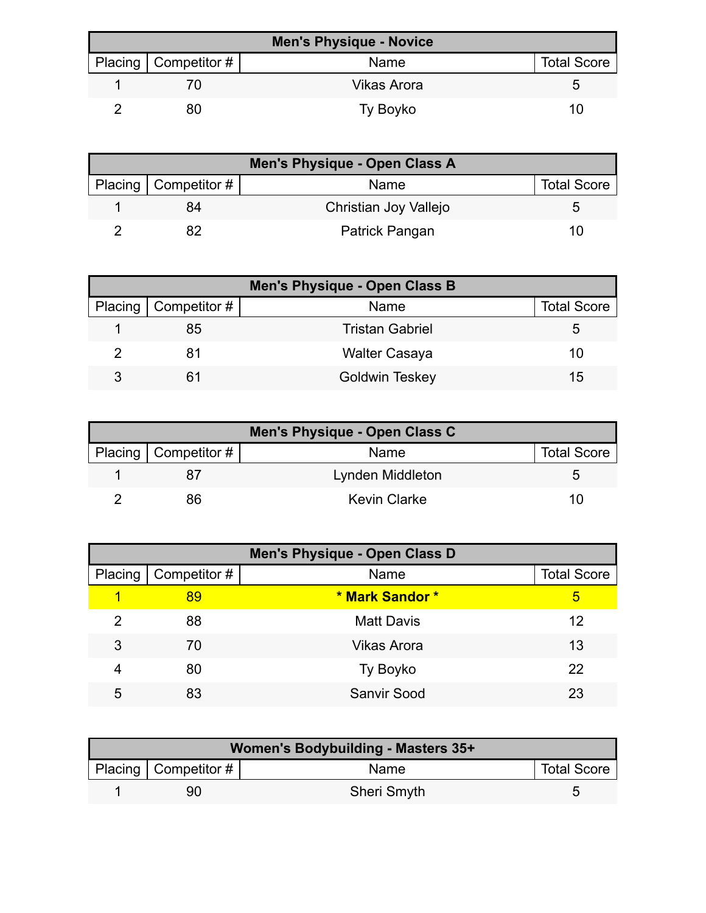| Men's Physique - Novice | | | |
|---|---|---|---|
| Placing | Competitor # | Name | Total Score |
| 1 | 70 | Vikas Arora | 5 |
| 2 | 80 | Ty Boyko | 10 |

| Men's Physique - Open Class A | | | |
|---|---|---|---|
| Placing | Competitor # | Name | Total Score |
| 1 | 84 | Christian Joy Vallejo | 5 |
| 2 | 82 | Patrick Pangan | 10 |

| Men's Physique - Open Class B | | | |
|---|---|---|---|
| Placing | Competitor # | Name | Total Score |
| 1 | 85 | Tristan Gabriel | 5 |
| 2 | 81 | Walter Casaya | 10 |
| 3 | 61 | Goldwin Teskey | 15 |

| Men's Physique - Open Class C | | | |
|---|---|---|---|
| Placing | Competitor # | Name | Total Score |
| 1 | 87 | Lynden Middleton | 5 |
| 2 | 86 | Kevin Clarke | 10 |

| Men's Physique - Open Class D | | | |
|---|---|---|---|
| Placing | Competitor # | Name | Total Score |
| 1 | 89 | **\* Mark Sandor \*** | 5 |
| 2 | 88 | Matt Davis | 12 |
| 3 | 70 | Vikas Arora | 13 |
| 4 | 80 | Ty Boyko | 22 |
| 5 | 83 | Sanvir Sood | 23 |

| Women's Bodybuilding - Masters 35+ | | | |
|---|---|---|---|
| Placing | Competitor # | Name | Total Score |
| 1 | 90 | Sheri Smyth | 5 |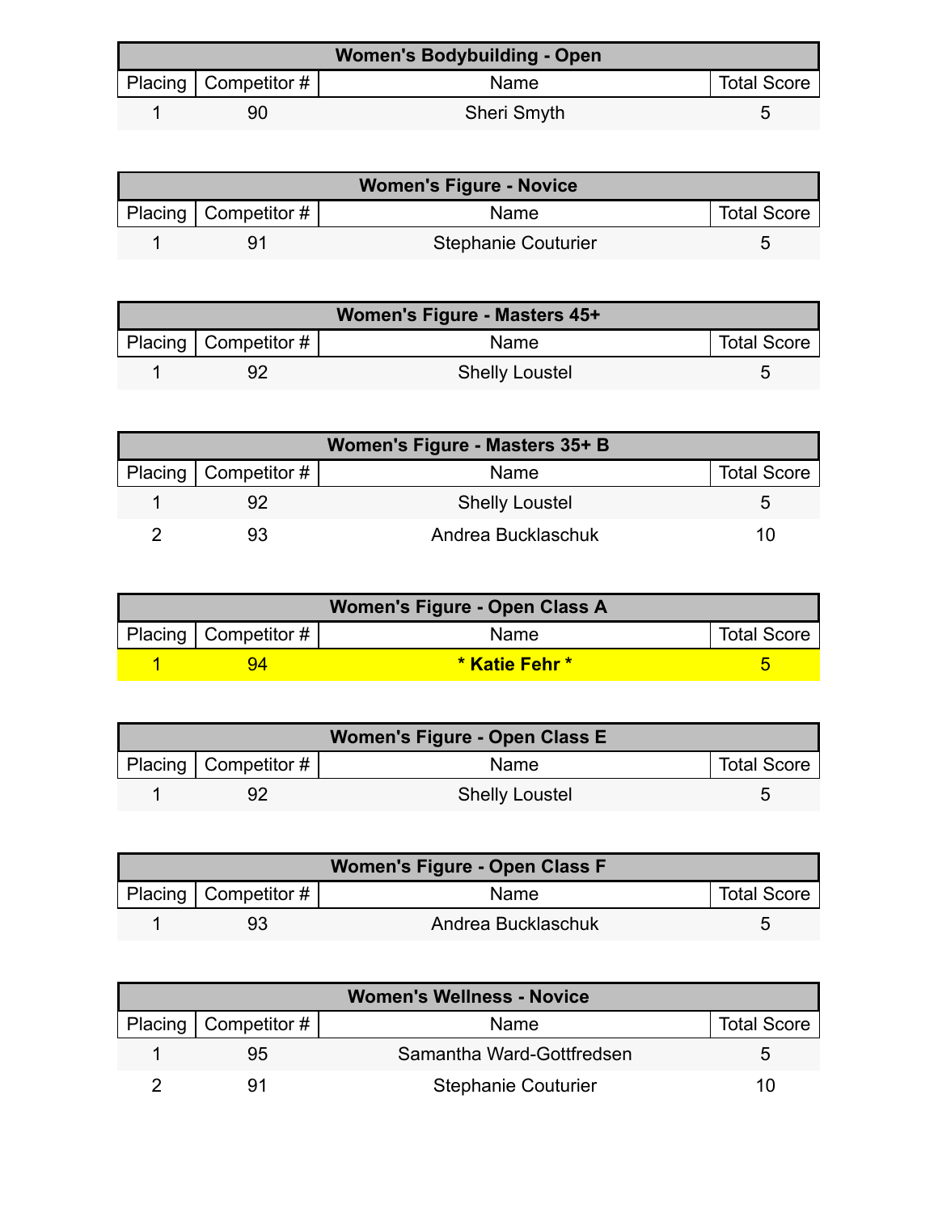| Women's Bodybuilding - Open | | | |
|---|---|---|---|
| Placing | Competitor # | Name | Total Score |
| 1 | 90 | Sheri Smyth | 5 |

| Women's Figure - Novice | | | |
|---|---|---|---|
| Placing | Competitor # | Name | Total Score |
| 1 | 91 | Stephanie Couturier | 5 |

| Women's Figure - Masters 45+ | | | |
|---|---|---|---|
| Placing | Competitor # | Name | Total Score |
| 1 | 92 | Shelly Loustel | 5 |

| Women's Figure - Masters 35+ B | | | |
|---|---|---|---|
| Placing | Competitor # | Name | Total Score |
| 1 | 92 | Shelly Loustel | 5 |
| 2 | 93 | Andrea Bucklaschuk | 10 |

| Women's Figure - Open Class A | | | |
|---|---|---|---|
| Placing | Competitor # | Name | Total Score |
| 1 | 94 | **\* Katie Fehr \*** | 5 |

| Women's Figure - Open Class E | | | |
|---|---|---|---|
| Placing | Competitor # | Name | Total Score |
| 1 | 92 | Shelly Loustel | 5 |

| Women's Figure - Open Class F | | | |
|---|---|---|---|
| Placing | Competitor # | Name | Total Score |
| 1 | 93 | Andrea Bucklaschuk | 5 |

| Women's Wellness - Novice | | | |
|---|---|---|---|
| Placing | Competitor # | Name | Total Score |
| 1 | 95 | Samantha Ward-Gottfredsen | 5 |
| 2 | 91 | Stephanie Couturier | 10 |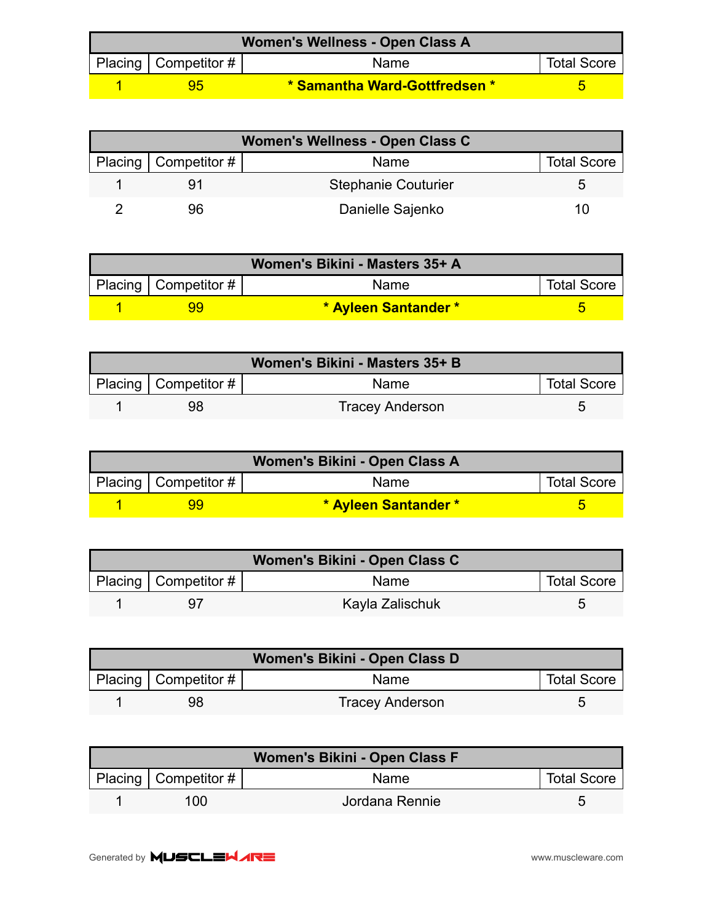| Women's Wellness - Open Class A | | | |
|---|---|---|---|
| Placing | Competitor # | Name | Total Score |
| 1 | 95 | **\* Samantha Ward-Gottfredsen \*** | 5 |

| Women's Wellness - Open Class C | | | |
|---|---|---|---|
| Placing | Competitor # | Name | Total Score |
| 1 | 91 | Stephanie Couturier | 5 |
| 2 | 96 | Danielle Sajenko | 10 |

| Women's Bikini - Masters 35+ A | | | |
|---|---|---|---|
| Placing | Competitor # | Name | Total Score |
| 1 | 99 | **\* Ayleen Santander \*** | 5 |

| Women's Bikini - Masters 35+ B | | | |
|---|---|---|---|
| Placing | Competitor # | Name | Total Score |
| 1 | 98 | Tracey Anderson | 5 |

| Women's Bikini - Open Class A | | | |
|---|---|---|---|
| Placing | Competitor # | Name | Total Score |
| 1 | 99 | **\* Ayleen Santander \*** | 5 |

| Women's Bikini - Open Class C | | | |
|---|---|---|---|
| Placing | Competitor # | Name | Total Score |
| 1 | 97 | Kayla Zalischuk | 5 |

| Women's Bikini - Open Class D | | | |
|---|---|---|---|
| Placing | Competitor # | Name | Total Score |
| 1 | 98 | Tracey Anderson | 5 |

| Women's Bikini - Open Class F | | | |
|---|---|---|---|
| Placing | Competitor # | Name | Total Score |
| 1 | 100 | Jordana Rennie | 5 |

Generated by MUSCLEWARE www.muscleware.com